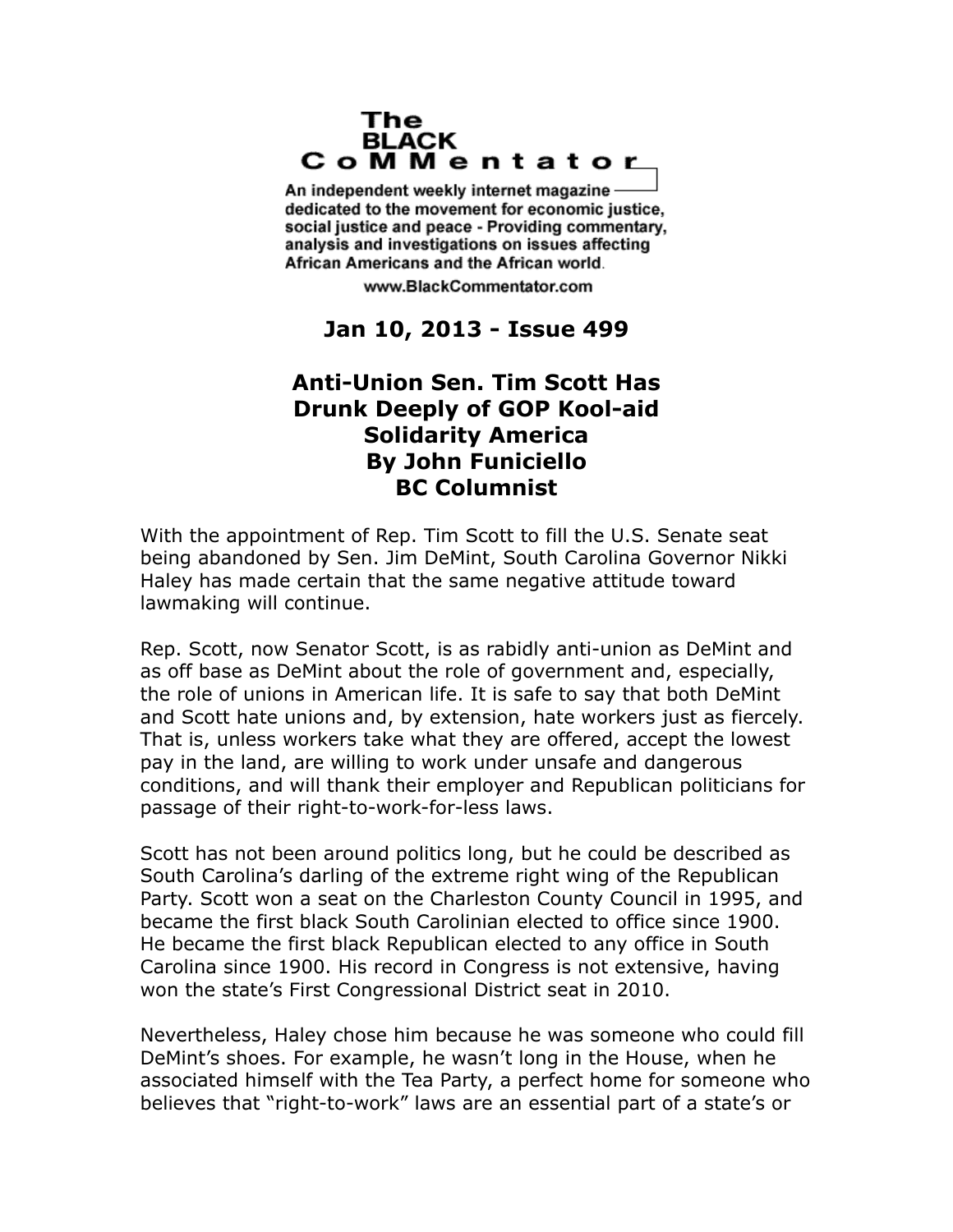# The BLACK CoMMentator

An independent weekly internet magazine dedicated to the movement for economic justice, social justice and peace - Providing commentary, analysis and investigations on issues affecting African Americans and the African world.

www.BlackCommentator.com

**Jan 10, 2013 - Issue 499**

## Anti-Union Sen. Tim Scott Has Drunk Deeply of GOP Kool-aid

**Solidarity America**

**By John Funiciello**

**BC Columnist**

With the appointment of Rep. Tim Scott to fill the U.S. Senate seat being abandoned by Sen. Jim DeMint, South Carolina Governor Nikki Haley has made certain that the same negative attitude toward lawmaking will continue.

Rep. Scott, now Senator Scott, is as rabidly anti-union as DeMint and as off base as DeMint about the role of government and, especially, the role of unions in American life. It is safe to say that both DeMint and Scott hate unions and, by extension, hate workers just as fiercely. That is, unless workers take what they are offered, accept the lowest pay in the land, are willing to work under unsafe and dangerous conditions, and will thank their employer and Republican politicians for passage of their right-to-work-for-less laws.

Scott has not been around politics long, but he could be described as South Carolina's darling of the extreme right wing of the Republican Party. Scott won a seat on the Charleston County Council in 1995, and became the first black South Carolinian elected to office since 1900. He became the first black Republican elected to any office in South Carolina since 1900. His record in Congress is not extensive, having won the state's First Congressional District seat in 2010.

Nevertheless, Haley chose him because he was someone who could fill DeMint's shoes. For example, he wasn't long in the House, when he associated himself with the Tea Party, a perfect home for someone who believes that "right-to-work" laws are an essential part of a state's or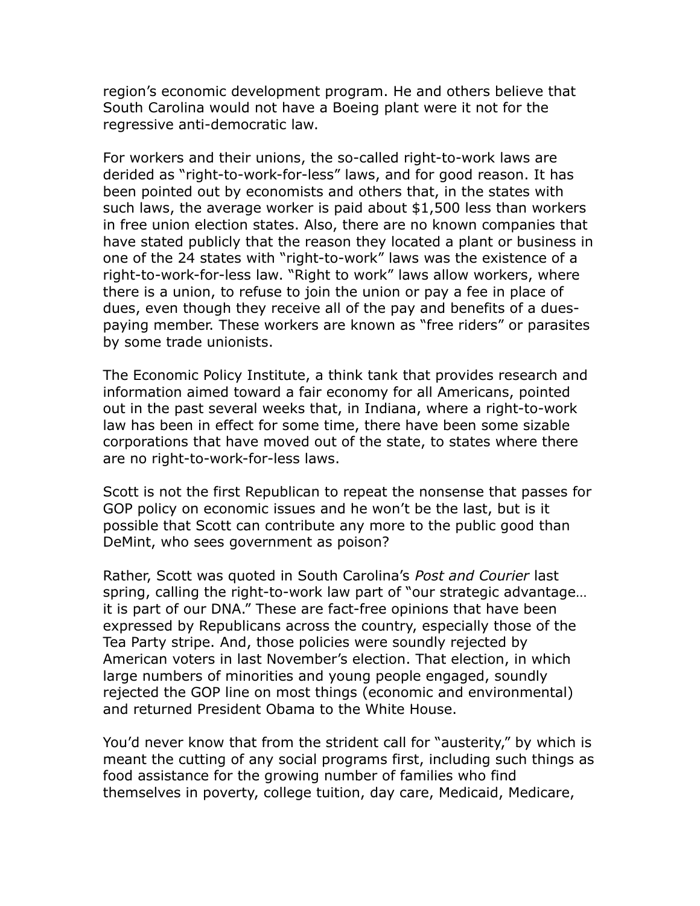region's economic development program. He and others believe that South Carolina would not have a Boeing plant were it not for the regressive anti-democratic law.

For workers and their unions, the so-called right-to-work laws are derided as "right-to-work-for-less" laws, and for good reason. It has been pointed out by economists and others that, in the states with such laws, the average worker is paid about $1,500 less than workers in free union election states. Also, there are no known companies that have stated publicly that the reason they located a plant or business in one of the 24 states with "right-to-work" laws was the existence of a right-to-work-for-less law. "Right to work" laws allow workers, where there is a union, to refuse to join the union or pay a fee in place of dues, even though they receive all of the pay and benefits of a dues-paying member. These workers are known as "free riders" or parasites by some trade unionists.

The Economic Policy Institute, a think tank that provides research and information aimed toward a fair economy for all Americans, pointed out in the past several weeks that, in Indiana, where a right-to-work law has been in effect for some time, there have been some sizable corporations that have moved out of the state, to states where there are no right-to-work-for-less laws.

Scott is not the first Republican to repeat the nonsense that passes for GOP policy on economic issues and he won't be the last, but is it possible that Scott can contribute any more to the public good than DeMint, who sees government as poison?

Rather, Scott was quoted in South Carolina's *Post and Courier* last spring, calling the right-to-work law part of "our strategic advantage… it is part of our DNA." These are fact-free opinions that have been expressed by Republicans across the country, especially those of the Tea Party stripe. And, those policies were soundly rejected by American voters in last November's election. That election, in which large numbers of minorities and young people engaged, soundly rejected the GOP line on most things (economic and environmental) and returned President Obama to the White House.

You'd never know that from the strident call for "austerity," by which is meant the cutting of any social programs first, including such things as food assistance for the growing number of families who find themselves in poverty, college tuition, day care, Medicaid, Medicare,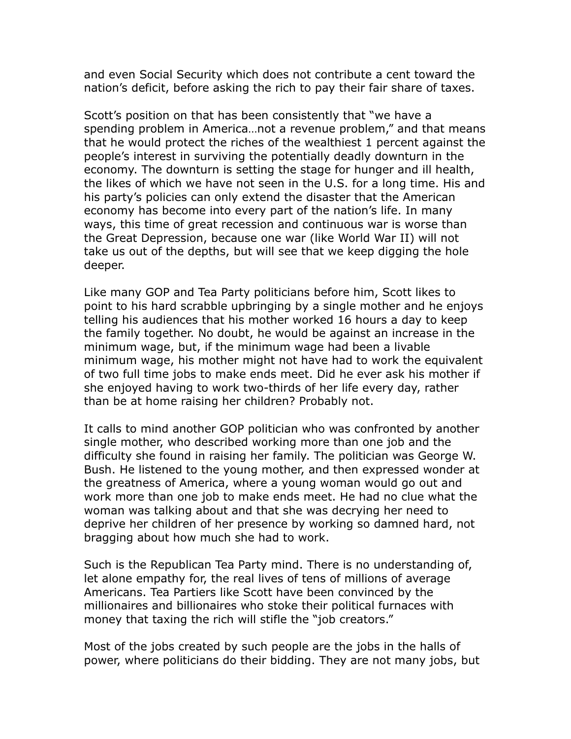and even Social Security which does not contribute a cent toward the nation's deficit, before asking the rich to pay their fair share of taxes.

Scott's position on that has been consistently that "we have a spending problem in America…not a revenue problem," and that means that he would protect the riches of the wealthiest 1 percent against the people's interest in surviving the potentially deadly downturn in the economy. The downturn is setting the stage for hunger and ill health, the likes of which we have not seen in the U.S. for a long time. His and his party's policies can only extend the disaster that the American economy has become into every part of the nation's life. In many ways, this time of great recession and continuous war is worse than the Great Depression, because one war (like World War II) will not take us out of the depths, but will see that we keep digging the hole deeper.

Like many GOP and Tea Party politicians before him, Scott likes to point to his hard scrabble upbringing by a single mother and he enjoys telling his audiences that his mother worked 16 hours a day to keep the family together. No doubt, he would be against an increase in the minimum wage, but, if the minimum wage had been a livable minimum wage, his mother might not have had to work the equivalent of two full time jobs to make ends meet. Did he ever ask his mother if she enjoyed having to work two-thirds of her life every day, rather than be at home raising her children? Probably not.

It calls to mind another GOP politician who was confronted by another single mother, who described working more than one job and the difficulty she found in raising her family. The politician was George W. Bush. He listened to the young mother, and then expressed wonder at the greatness of America, where a young woman would go out and work more than one job to make ends meet. He had no clue what the woman was talking about and that she was decrying her need to deprive her children of her presence by working so damned hard, not bragging about how much she had to work.

Such is the Republican Tea Party mind. There is no understanding of, let alone empathy for, the real lives of tens of millions of average Americans. Tea Partiers like Scott have been convinced by the millionaires and billionaires who stoke their political furnaces with money that taxing the rich will stifle the "job creators."

Most of the jobs created by such people are the jobs in the halls of power, where politicians do their bidding. They are not many jobs, but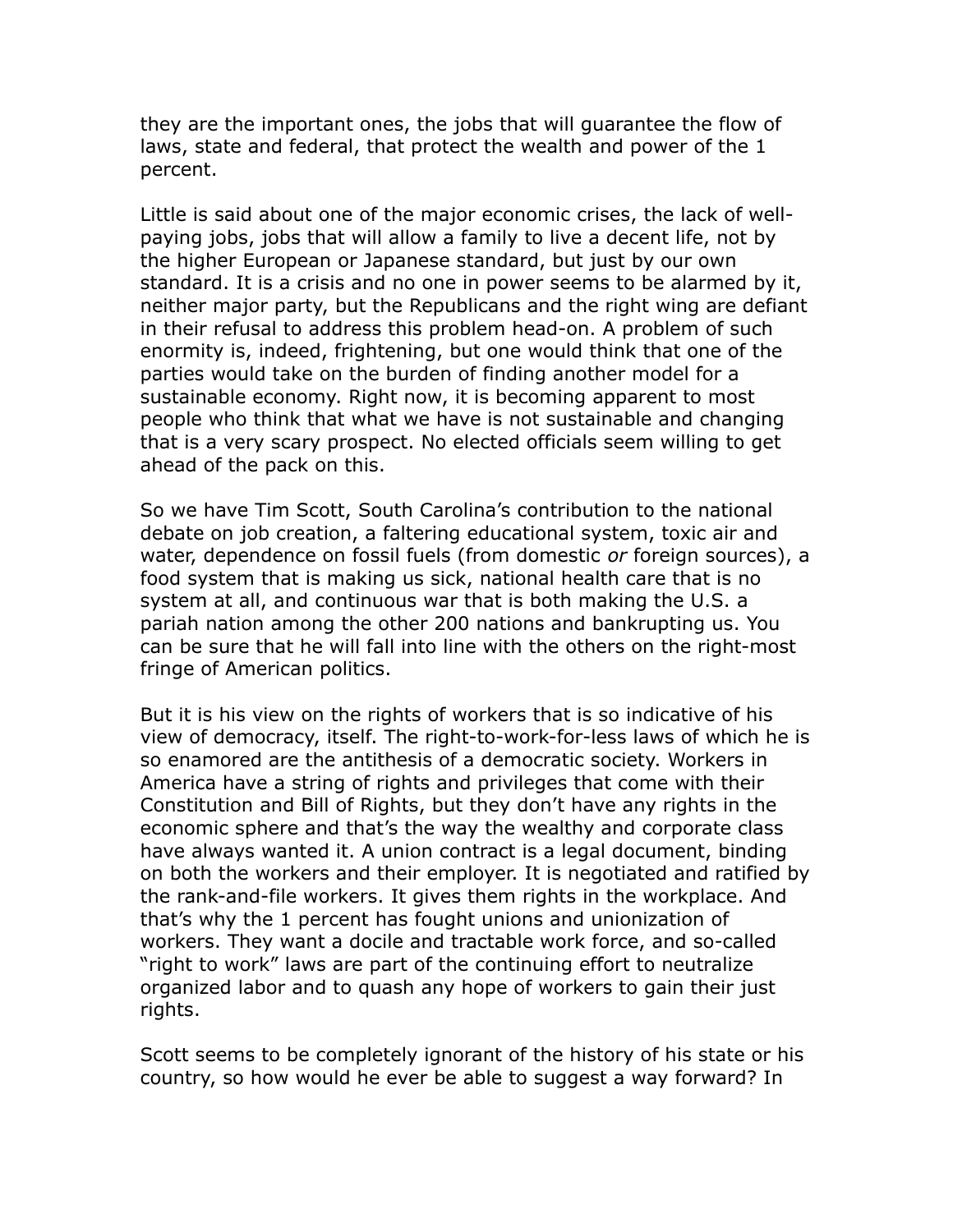they are the important ones, the jobs that will guarantee the flow of laws, state and federal, that protect the wealth and power of the 1 percent.

Little is said about one of the major economic crises, the lack of well-paying jobs, jobs that will allow a family to live a decent life, not by the higher European or Japanese standard, but just by our own standard. It is a crisis and no one in power seems to be alarmed by it, neither major party, but the Republicans and the right wing are defiant in their refusal to address this problem head-on. A problem of such enormity is, indeed, frightening, but one would think that one of the parties would take on the burden of finding another model for a sustainable economy. Right now, it is becoming apparent to most people who think that what we have is not sustainable and changing that is a very scary prospect. No elected officials seem willing to get ahead of the pack on this.

So we have Tim Scott, South Carolina's contribution to the national debate on job creation, a faltering educational system, toxic air and water, dependence on fossil fuels (from domestic *or* foreign sources), a food system that is making us sick, national health care that is no system at all, and continuous war that is both making the U.S. a pariah nation among the other 200 nations and bankrupting us. You can be sure that he will fall into line with the others on the right-most fringe of American politics.

But it is his view on the rights of workers that is so indicative of his view of democracy, itself. The right-to-work-for-less laws of which he is so enamored are the antithesis of a democratic society. Workers in America have a string of rights and privileges that come with their Constitution and Bill of Rights, but they don't have any rights in the economic sphere and that's the way the wealthy and corporate class have always wanted it. A union contract is a legal document, binding on both the workers and their employer. It is negotiated and ratified by the rank-and-file workers. It gives them rights in the workplace. And that's why the 1 percent has fought unions and unionization of workers. They want a docile and tractable work force, and so-called "right to work" laws are part of the continuing effort to neutralize organized labor and to quash any hope of workers to gain their just rights.

Scott seems to be completely ignorant of the history of his state or his country, so how would he ever be able to suggest a way forward? In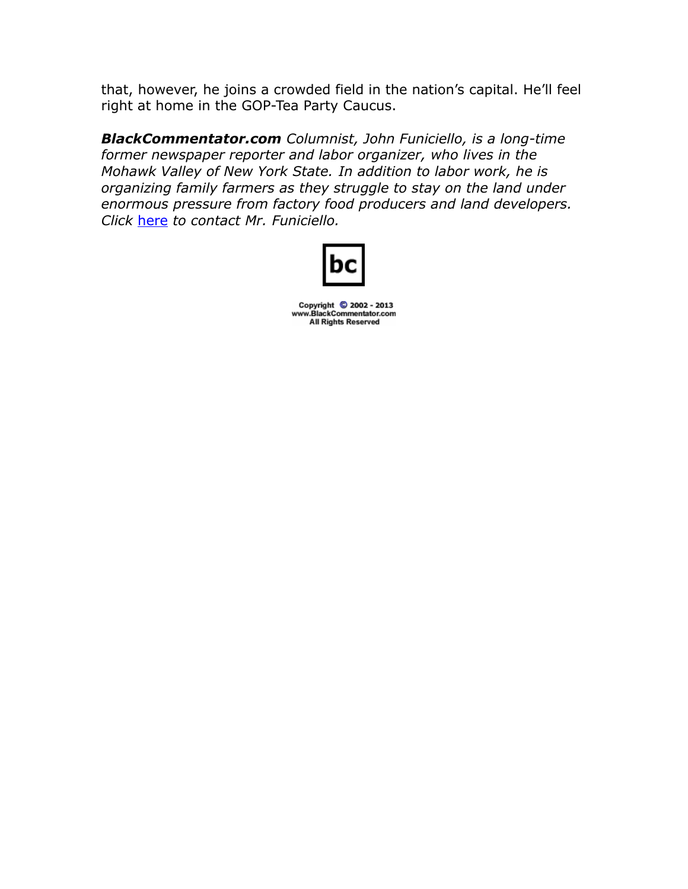that, however, he joins a crowded field in the nation's capital. He'll feel right at home in the GOP-Tea Party Caucus.

***BlackCommentator.com** Columnist, John Funiciello, is a long-time former newspaper reporter and labor organizer, who lives in the Mohawk Valley of New York State. In addition to labor work, he is organizing family farmers as they struggle to stay on the land under enormous pressure from factory food producers and land developers. Click here to contact Mr. Funiciello.*

bc

Copyright © 2002 - 2013
www.BlackCommentator.com
All Rights Reserved